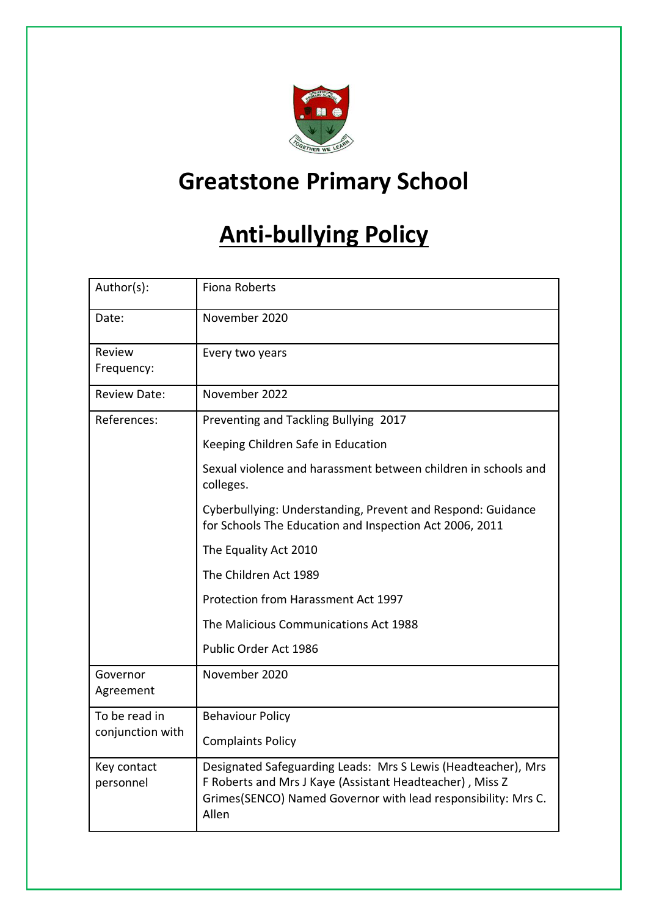# Greatstone Primary School

# Anti-bullying Policy

| | |
|---|---|
| Author(s): | Fiona Roberts |
| Date: | November 2020 |
| Review Frequency: | Every two years |
| Review Date: | November 2022 |
| References: | Preventing and Tackling Bullying 2017<br><br>Keeping Children Safe in Education<br><br>Sexual violence and harassment between children in schools and colleges.<br><br>Cyberbullying: Understanding, Prevent and Respond: Guidance for Schools The Education and Inspection Act 2006, 2011<br><br>The Equality Act 2010<br><br>The Children Act 1989<br><br>Protection from Harassment Act 1997<br><br>The Malicious Communications Act 1988<br><br>Public Order Act 1986 |
| Governor Agreement | November 2020 |
| To be read in conjunction with | Behaviour Policy<br><br>Complaints Policy |
| Key contact personnel | Designated Safeguarding Leads: Mrs S Lewis (Headteacher), Mrs F Roberts and Mrs J Kaye (Assistant Headteacher) , Miss Z Grimes(SENCO) Named Governor with lead responsibility: Mrs C. Allen |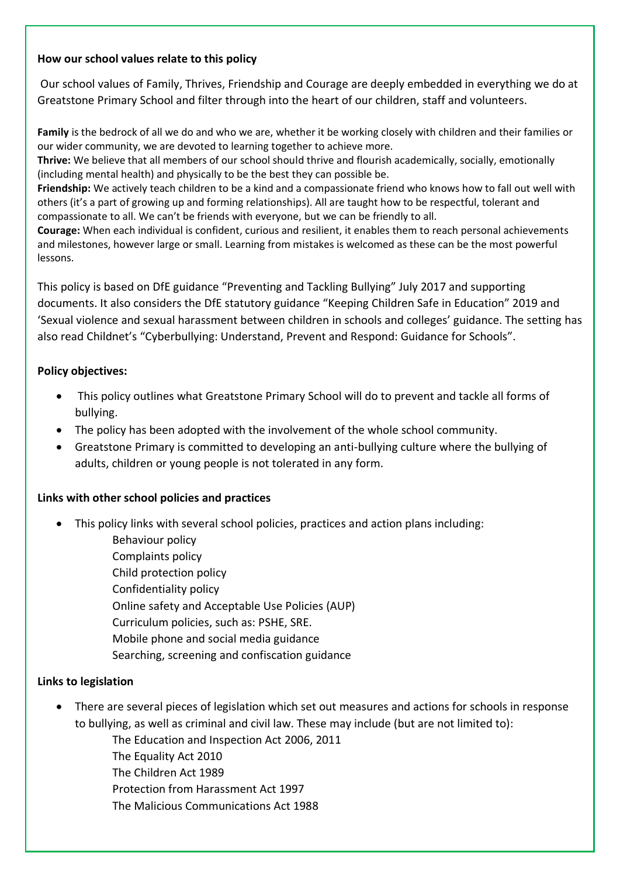**How our school values relate to this policy**

Our school values of Family, Thrives, Friendship and Courage are deeply embedded in everything we do at Greatstone Primary School and filter through into the heart of our children, staff and volunteers.

**Family** is the bedrock of all we do and who we are, whether it be working closely with children and their families or our wider community, we are devoted to learning together to achieve more.

**Thrive:** We believe that all members of our school should thrive and flourish academically, socially, emotionally (including mental health) and physically to be the best they can possible be.

**Friendship:** We actively teach children to be a kind and a compassionate friend who knows how to fall out well with others (it's a part of growing up and forming relationships). All are taught how to be respectful, tolerant and compassionate to all. We can't be friends with everyone, but we can be friendly to all.

**Courage:** When each individual is confident, curious and resilient, it enables them to reach personal achievements and milestones, however large or small. Learning from mistakes is welcomed as these can be the most powerful lessons.

This policy is based on DfE guidance "Preventing and Tackling Bullying" July 2017 and supporting documents. It also considers the DfE statutory guidance "Keeping Children Safe in Education" 2019 and 'Sexual violence and sexual harassment between children in schools and colleges' guidance. The setting has also read Childnet's "Cyberbullying: Understand, Prevent and Respond: Guidance for Schools".

**Policy objectives:**

- This policy outlines what Greatstone Primary School will do to prevent and tackle all forms of bullying.
- The policy has been adopted with the involvement of the whole school community.
- Greatstone Primary is committed to developing an anti-bullying culture where the bullying of adults, children or young people is not tolerated in any form.

**Links with other school policies and practices**

- This policy links with several school policies, practices and action plans including:
  - Behaviour policy
  - Complaints policy
  - Child protection policy
  - Confidentiality policy
  - Online safety and Acceptable Use Policies (AUP)
  - Curriculum policies, such as: PSHE, SRE.
  - Mobile phone and social media guidance
  - Searching, screening and confiscation guidance

**Links to legislation**

- There are several pieces of legislation which set out measures and actions for schools in response to bullying, as well as criminal and civil law. These may include (but are not limited to):
  - The Education and Inspection Act 2006, 2011
  - The Equality Act 2010
  - The Children Act 1989
  - Protection from Harassment Act 1997
  - The Malicious Communications Act 1988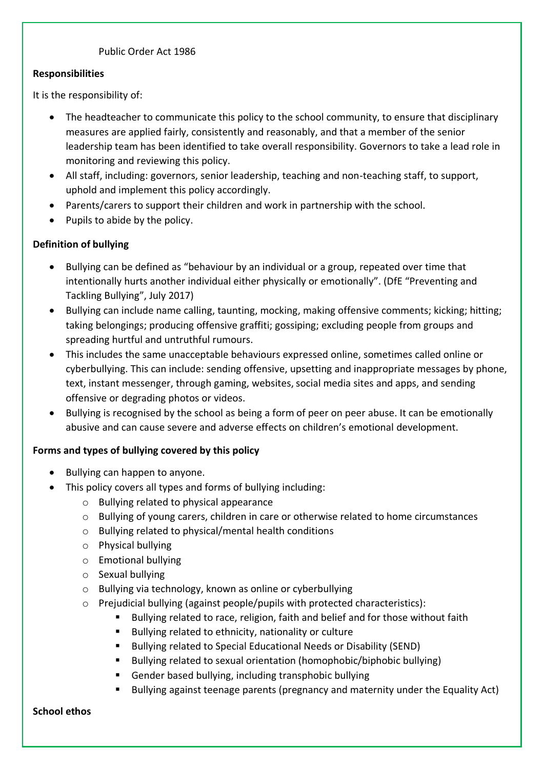Public Order Act 1986

**Responsibilities**

It is the responsibility of:

- The headteacher to communicate this policy to the school community, to ensure that disciplinary measures are applied fairly, consistently and reasonably, and that a member of the senior leadership team has been identified to take overall responsibility. Governors to take a lead role in monitoring and reviewing this policy.
- All staff, including: governors, senior leadership, teaching and non-teaching staff, to support, uphold and implement this policy accordingly.
- Parents/carers to support their children and work in partnership with the school.
- Pupils to abide by the policy.

**Definition of bullying**

- Bullying can be defined as "behaviour by an individual or a group, repeated over time that intentionally hurts another individual either physically or emotionally". (DfE "Preventing and Tackling Bullying", July 2017)
- Bullying can include name calling, taunting, mocking, making offensive comments; kicking; hitting; taking belongings; producing offensive graffiti; gossiping; excluding people from groups and spreading hurtful and untruthful rumours.
- This includes the same unacceptable behaviours expressed online, sometimes called online or cyberbullying. This can include: sending offensive, upsetting and inappropriate messages by phone, text, instant messenger, through gaming, websites, social media sites and apps, and sending offensive or degrading photos or videos.
- Bullying is recognised by the school as being a form of peer on peer abuse. It can be emotionally abusive and can cause severe and adverse effects on children's emotional development.

**Forms and types of bullying covered by this policy**

- Bullying can happen to anyone.
- This policy covers all types and forms of bullying including:
  - Bullying related to physical appearance
  - Bullying of young carers, children in care or otherwise related to home circumstances
  - Bullying related to physical/mental health conditions
  - Physical bullying
  - Emotional bullying
  - Sexual bullying
  - Bullying via technology, known as online or cyberbullying
  - Prejudicial bullying (against people/pupils with protected characteristics):
    - Bullying related to race, religion, faith and belief and for those without faith
    - Bullying related to ethnicity, nationality or culture
    - Bullying related to Special Educational Needs or Disability (SEND)
    - Bullying related to sexual orientation (homophobic/biphobic bullying)
    - Gender based bullying, including transphobic bullying
    - Bullying against teenage parents (pregnancy and maternity under the Equality Act)

**School ethos**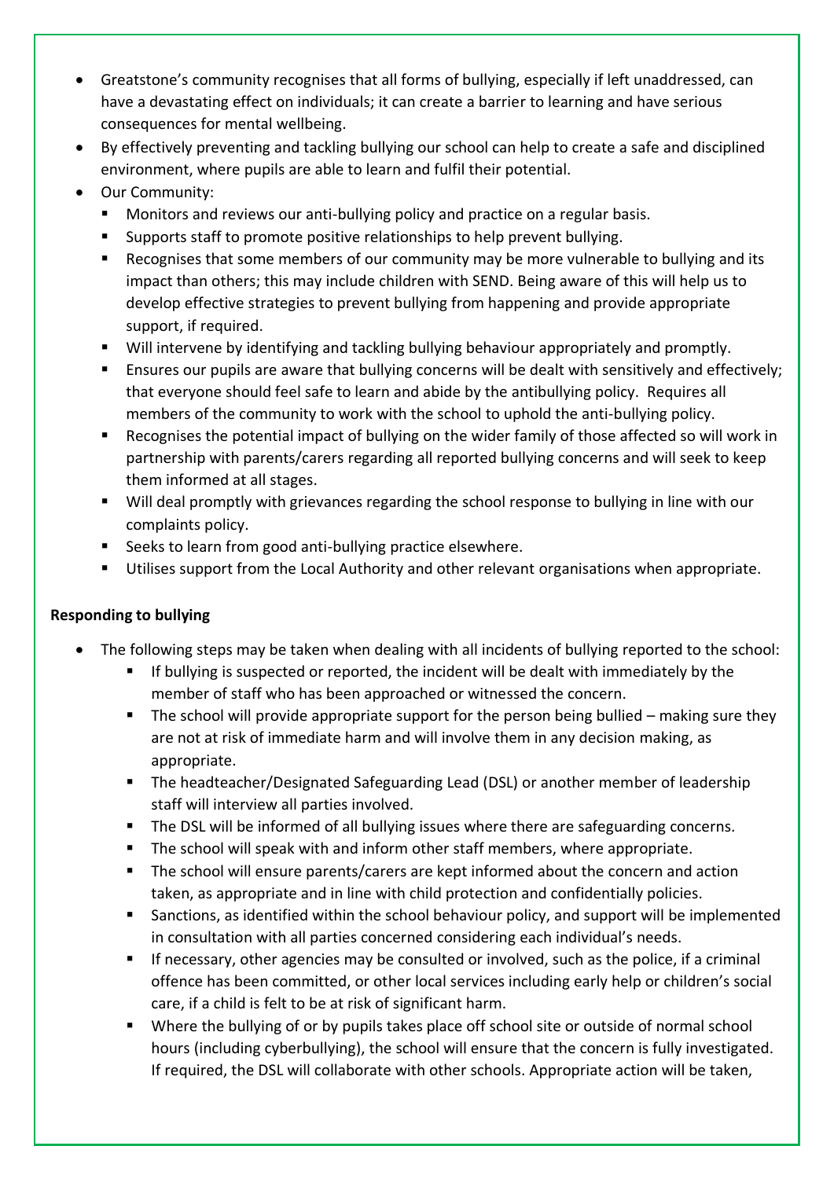- Greatstone's community recognises that all forms of bullying, especially if left unaddressed, can have a devastating effect on individuals; it can create a barrier to learning and have serious consequences for mental wellbeing.
- By effectively preventing and tackling bullying our school can help to create a safe and disciplined environment, where pupils are able to learn and fulfil their potential.
- Our Community:
  - Monitors and reviews our anti-bullying policy and practice on a regular basis.
  - Supports staff to promote positive relationships to help prevent bullying.
  - Recognises that some members of our community may be more vulnerable to bullying and its impact than others; this may include children with SEND. Being aware of this will help us to develop effective strategies to prevent bullying from happening and provide appropriate support, if required.
  - Will intervene by identifying and tackling bullying behaviour appropriately and promptly.
  - Ensures our pupils are aware that bullying concerns will be dealt with sensitively and effectively; that everyone should feel safe to learn and abide by the antibullying policy. Requires all members of the community to work with the school to uphold the anti-bullying policy.
  - Recognises the potential impact of bullying on the wider family of those affected so will work in partnership with parents/carers regarding all reported bullying concerns and will seek to keep them informed at all stages.
  - Will deal promptly with grievances regarding the school response to bullying in line with our complaints policy.
  - Seeks to learn from good anti-bullying practice elsewhere.
  - Utilises support from the Local Authority and other relevant organisations when appropriate.

**Responding to bullying**

- The following steps may be taken when dealing with all incidents of bullying reported to the school:
  - If bullying is suspected or reported, the incident will be dealt with immediately by the member of staff who has been approached or witnessed the concern.
  - The school will provide appropriate support for the person being bullied – making sure they are not at risk of immediate harm and will involve them in any decision making, as appropriate.
  - The headteacher/Designated Safeguarding Lead (DSL) or another member of leadership staff will interview all parties involved.
  - The DSL will be informed of all bullying issues where there are safeguarding concerns.
  - The school will speak with and inform other staff members, where appropriate.
  - The school will ensure parents/carers are kept informed about the concern and action taken, as appropriate and in line with child protection and confidentially policies.
  - Sanctions, as identified within the school behaviour policy, and support will be implemented in consultation with all parties concerned considering each individual's needs.
  - If necessary, other agencies may be consulted or involved, such as the police, if a criminal offence has been committed, or other local services including early help or children's social care, if a child is felt to be at risk of significant harm.
  - Where the bullying of or by pupils takes place off school site or outside of normal school hours (including cyberbullying), the school will ensure that the concern is fully investigated. If required, the DSL will collaborate with other schools. Appropriate action will be taken,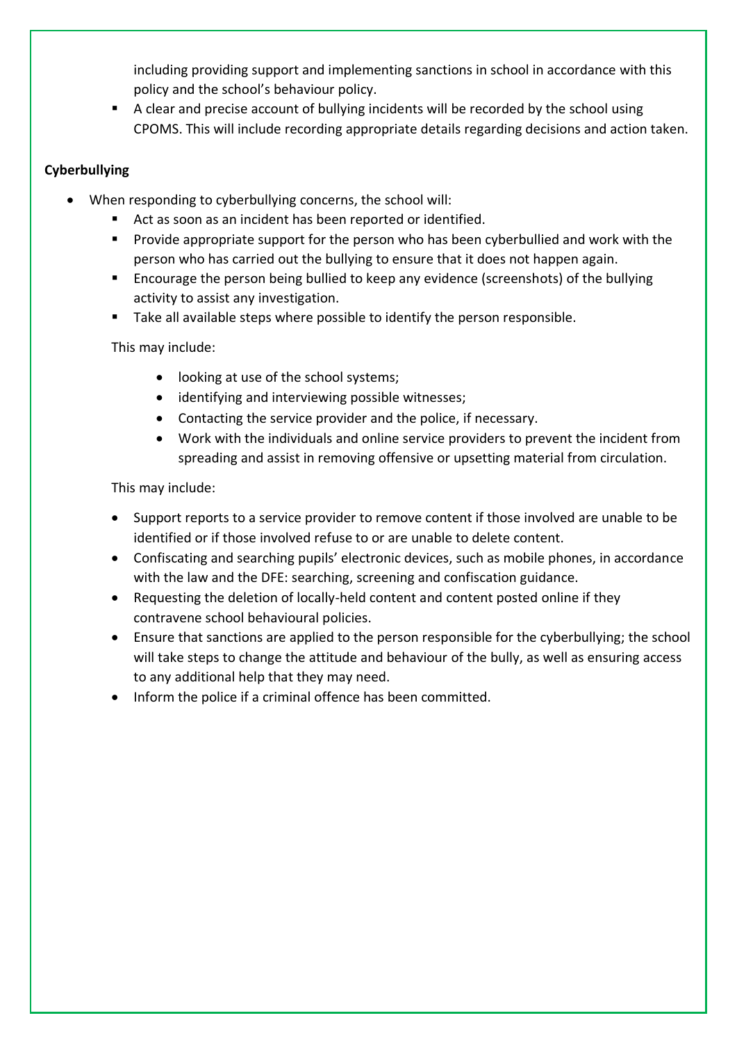including providing support and implementing sanctions in school in accordance with this policy and the school's behaviour policy.
  - A clear and precise account of bullying incidents will be recorded by the school using CPOMS. This will include recording appropriate details regarding decisions and action taken.

**Cyberbullying**

- When responding to cyberbullying concerns, the school will:
  - Act as soon as an incident has been reported or identified.
  - Provide appropriate support for the person who has been cyberbullied and work with the person who has carried out the bullying to ensure that it does not happen again.
  - Encourage the person being bullied to keep any evidence (screenshots) of the bullying activity to assist any investigation.
  - Take all available steps where possible to identify the person responsible.

  This may include:

    - looking at use of the school systems;
    - identifying and interviewing possible witnesses;
    - Contacting the service provider and the police, if necessary.
    - Work with the individuals and online service providers to prevent the incident from spreading and assist in removing offensive or upsetting material from circulation.

  This may include:

  - Support reports to a service provider to remove content if those involved are unable to be identified or if those involved refuse to or are unable to delete content.
  - Confiscating and searching pupils' electronic devices, such as mobile phones, in accordance with the law and the DFE: searching, screening and confiscation guidance.
  - Requesting the deletion of locally-held content and content posted online if they contravene school behavioural policies.
  - Ensure that sanctions are applied to the person responsible for the cyberbullying; the school will take steps to change the attitude and behaviour of the bully, as well as ensuring access to any additional help that they may need.
  - Inform the police if a criminal offence has been committed.